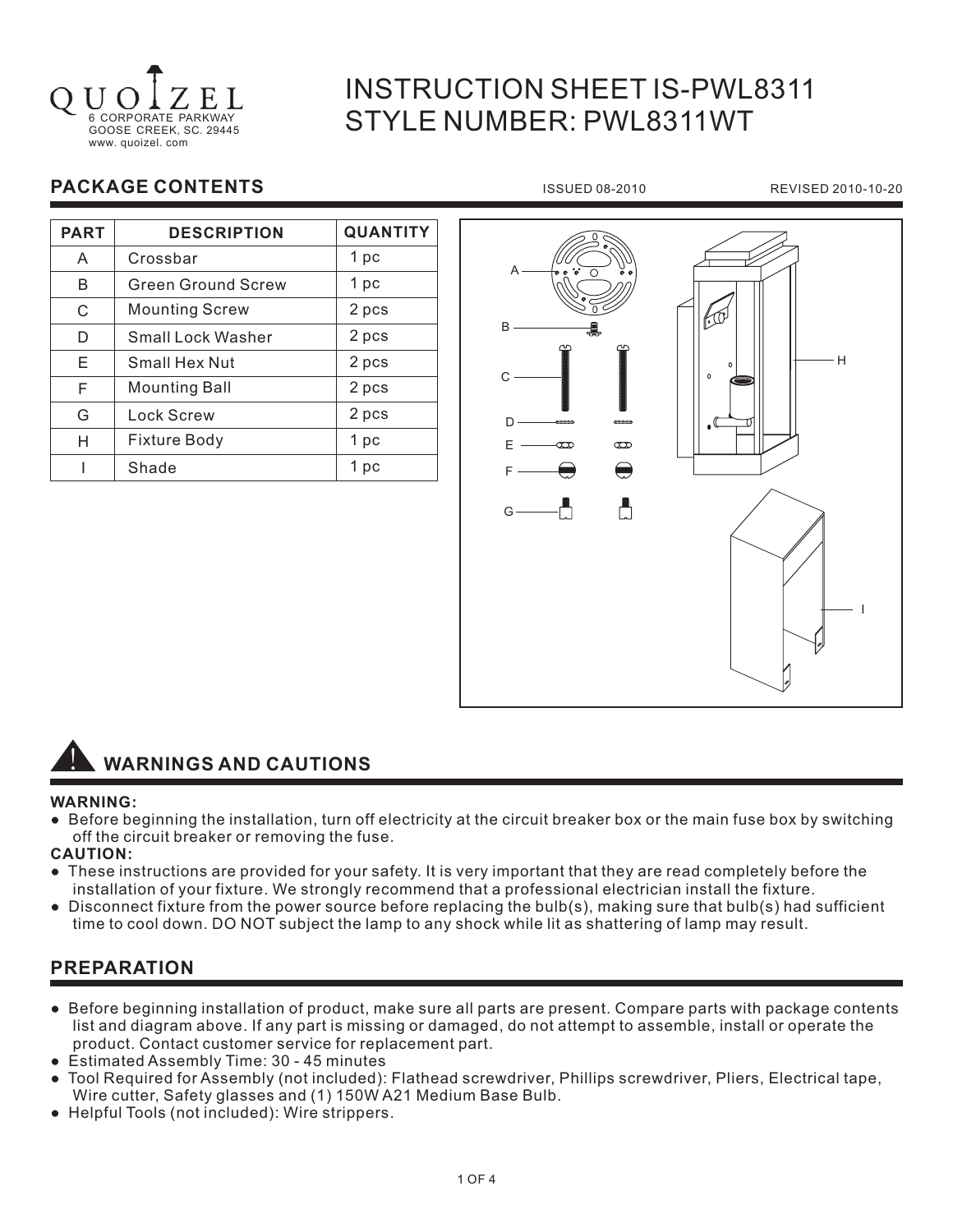QUOIZEL
6 CORPORATE PARKWAY
GOOSE CREEK, SC. 29445
www. quoizel. com

# INSTRUCTION SHEET IS-PWL8311
# STYLE NUMBER: PWL8311WT

## PACKAGE CONTENTS

ISSUED 08-2010 REVISED 2010-10-20

| PART | DESCRIPTION | QUANTITY |
|---|---|---|
| A | Crossbar | 1 pc |
| B | Green Ground Screw | 1 pc |
| C | Mounting Screw | 2 pcs |
| D | Small Lock Washer | 2 pcs |
| E | Small Hex Nut | 2 pcs |
| F | Mounting Ball | 2 pcs |
| G | Lock Screw | 2 pcs |
| H | Fixture Body | 1 pc |
| I | Shade | 1 pc |

## WARNINGS AND CAUTIONS

**WARNING:**

- Before beginning the installation, turn off electricity at the circuit breaker box or the main fuse box by switching off the circuit breaker or removing the fuse.

**CAUTION:**

- These instructions are provided for your safety. It is very important that they are read completely before the installation of your fixture. We strongly recommend that a professional electrician install the fixture.
- Disconnect fixture from the power source before replacing the bulb(s), making sure that bulb(s) had sufficient time to cool down. DO NOT subject the lamp to any shock while lit as shattering of lamp may result.

## PREPARATION

- Before beginning installation of product, make sure all parts are present. Compare parts with package contents list and diagram above. If any part is missing or damaged, do not attempt to assemble, install or operate the product. Contact customer service for replacement part.
- Estimated Assembly Time: 30 - 45 minutes
- Tool Required for Assembly (not included): Flathead screwdriver, Phillips screwdriver, Pliers, Electrical tape, Wire cutter, Safety glasses and (1) 150W A21 Medium Base Bulb.
- Helpful Tools (not included): Wire strippers.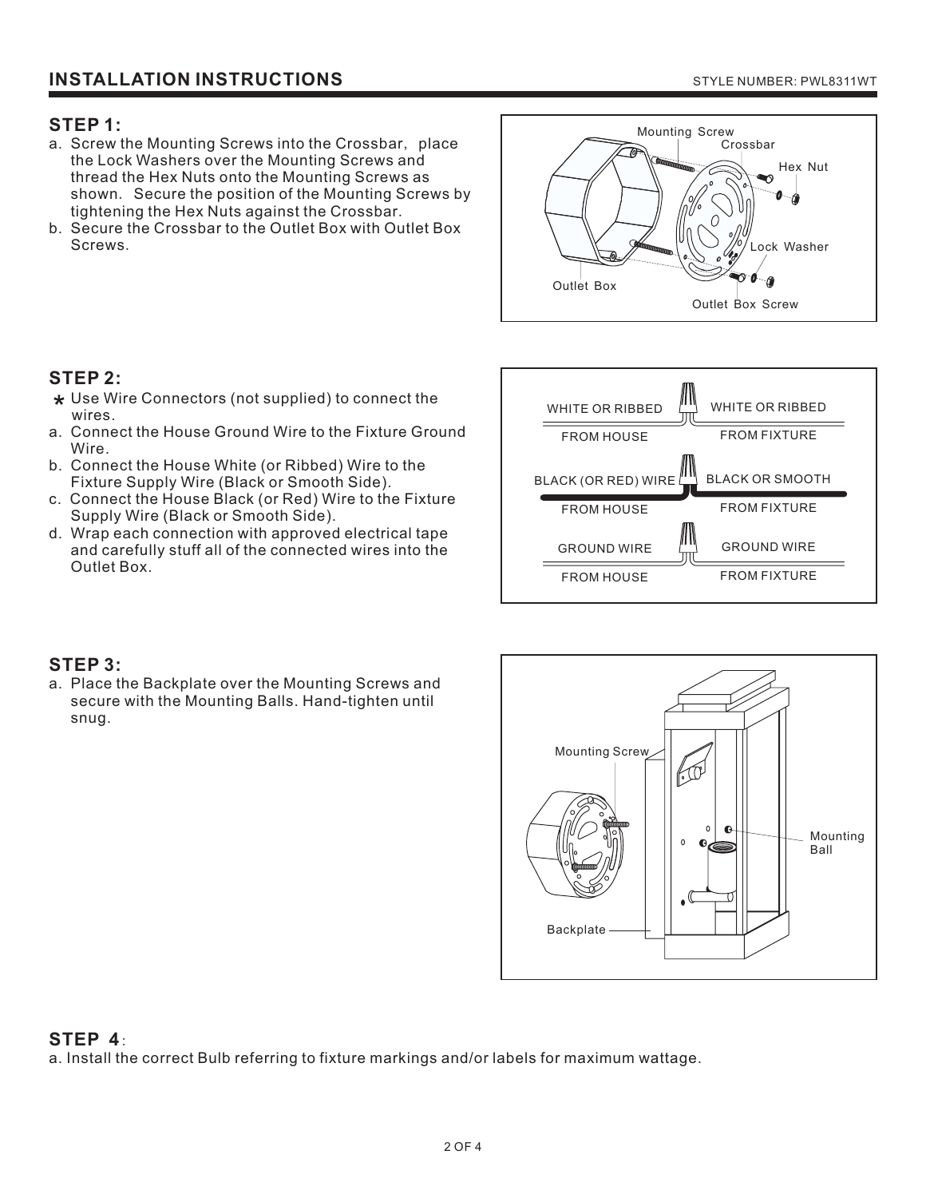# INSTALLATION INSTRUCTIONS

STYLE NUMBER: PWL8311WT

## STEP 1:

a. Screw the Mounting Screws into the Crossbar, place the Lock Washers over the Mounting Screws and thread the Hex Nuts onto the Mounting Screws as shown. Secure the position of the Mounting Screws by tightening the Hex Nuts against the Crossbar.

b. Secure the Crossbar to the Outlet Box with Outlet Box Screws.

Mounting Screw
Crossbar
Hex Nut
Lock Washer
Outlet Box
Outlet Box Screw

## STEP 2:

* Use Wire Connectors (not supplied) to connect the wires.

a. Connect the House Ground Wire to the Fixture Ground Wire.

b. Connect the House White (or Ribbed) Wire to the Fixture Supply Wire (Black or Smooth Side).

c. Connect the House Black (or Red) Wire to the Fixture Supply Wire (Black or Smooth Side).

d. Wrap each connection with approved electrical tape and carefully stuff all of the connected wires into the Outlet Box.

| | |
|---|---|
| WHITE OR RIBBED FROM HOUSE | WHITE OR RIBBED FROM FIXTURE |
| BLACK (OR RED) WIRE FROM HOUSE | BLACK OR SMOOTH FROM FIXTURE |
| GROUND WIRE FROM HOUSE | GROUND WIRE FROM FIXTURE |

## STEP 3:

a. Place the Backplate over the Mounting Screws and secure with the Mounting Balls. Hand-tighten until snug.

Mounting Screw
Mounting Ball
Backplate

## STEP 4:

a. Install the correct Bulb referring to fixture markings and/or labels for maximum wattage.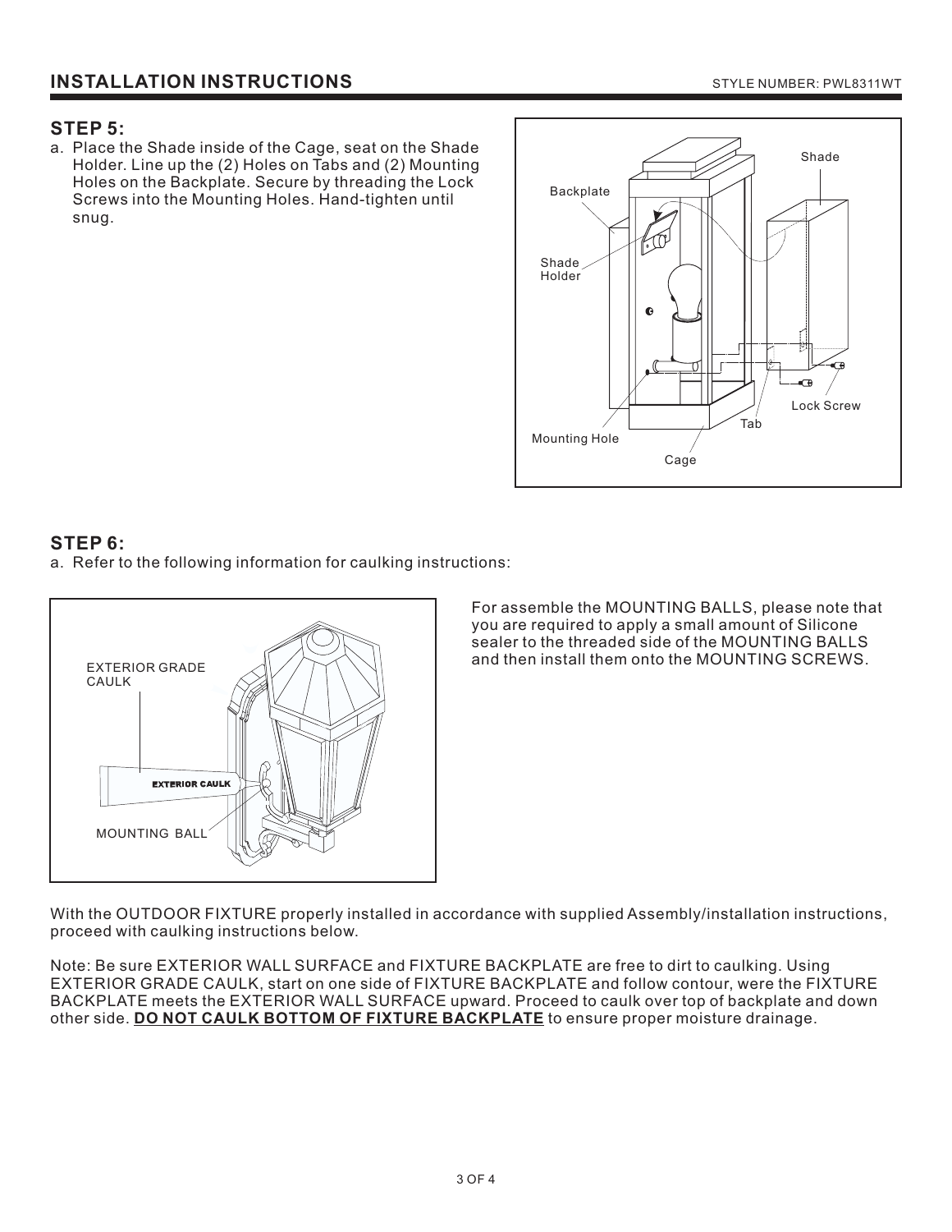## INSTALLATION INSTRUCTIONS

STYLE NUMBER: PWL8311WT

### STEP 5:

a. Place the Shade inside of the Cage, seat on the Shade Holder. Line up the (2) Holes on Tabs and (2) Mounting Holes on the Backplate. Secure by threading the Lock Screws into the Mounting Holes. Hand-tighten until snug.

### STEP 6:

a. Refer to the following information for caulking instructions:

For assemble the MOUNTING BALLS, please note that you are required to apply a small amount of Silicone sealer to the threaded side of the MOUNTING BALLS and then install them onto the MOUNTING SCREWS.

With the OUTDOOR FIXTURE properly installed in accordance with supplied Assembly/installation instructions, proceed with caulking instructions below.

Note: Be sure EXTERIOR WALL SURFACE and FIXTURE BACKPLATE are free to dirt to caulking. Using EXTERIOR GRADE CAULK, start on one side of FIXTURE BACKPLATE and follow contour, were the FIXTURE BACKPLATE meets the EXTERIOR WALL SURFACE upward. Proceed to caulk over top of backplate and down other side. **<u>DO NOT CAULK BOTTOM OF FIXTURE BACKPLATE</u>** to ensure proper moisture drainage.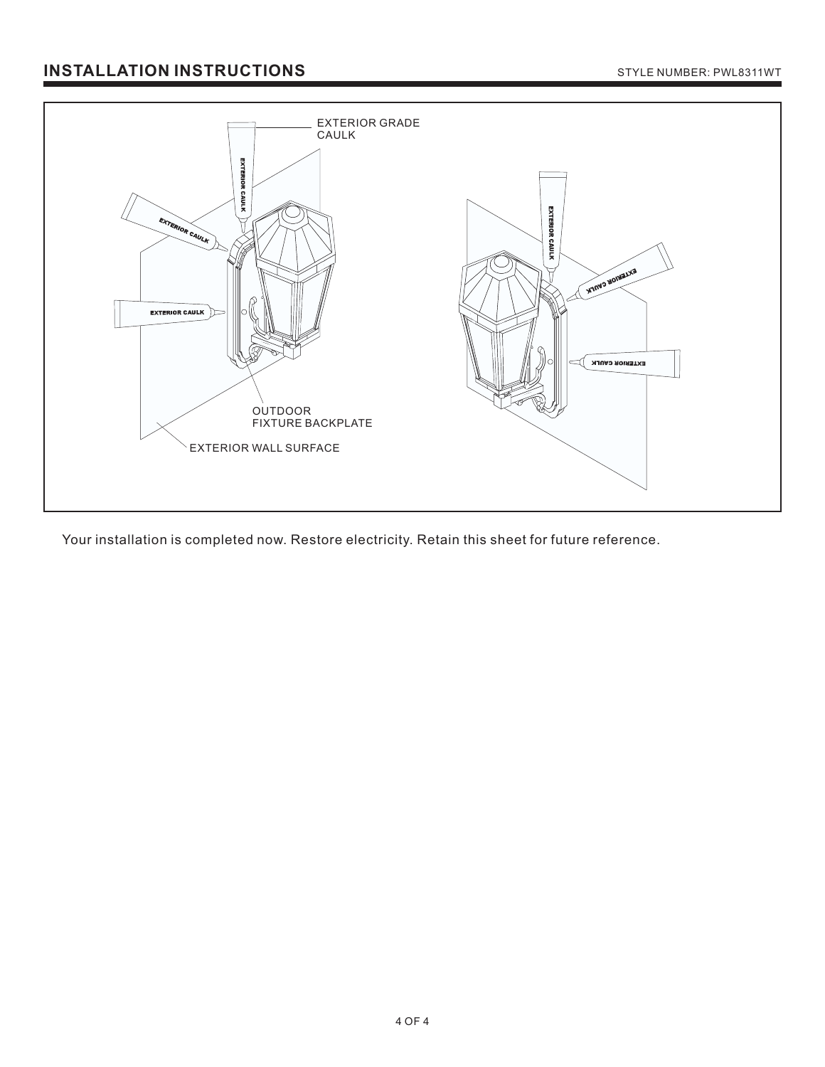## INSTALLATION INSTRUCTIONS

STYLE NUMBER: PWL8311WT

EXTERIOR GRADE CAULK

EXTERIOR CAULK

OUTDOOR FIXTURE BACKPLATE

EXTERIOR WALL SURFACE

Your installation is completed now. Restore electricity. Retain this sheet for future reference.